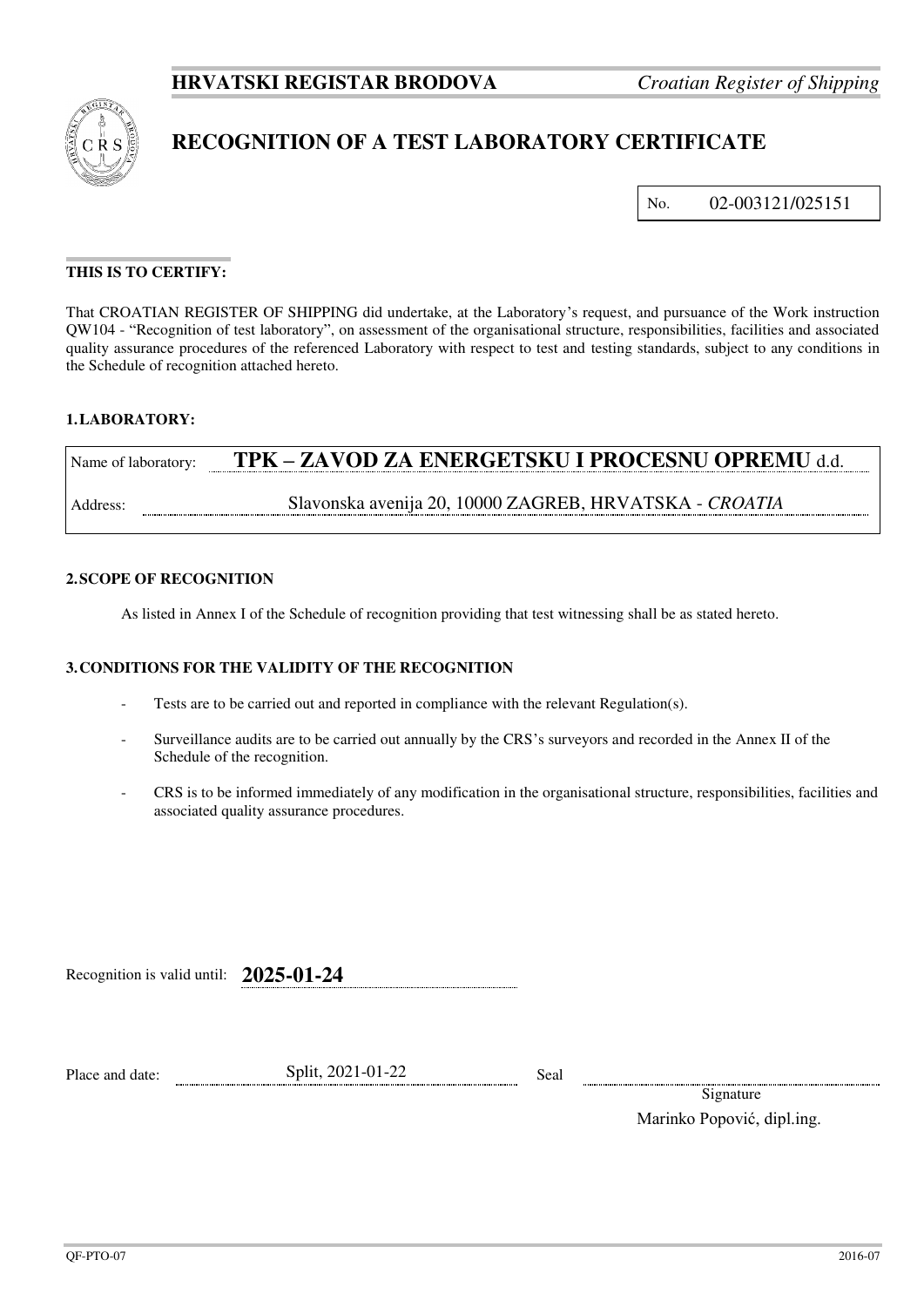**HRVATSKI REGISTAR BRODOVA** *Croatian Register of Shipping*

# RECOGNITION OF A TEST LABORATORY CERTIFICATE

No. 02-003121/025151

**THIS IS TO CERTIFY:**

That CROATIAN REGISTER OF SHIPPING did undertake, at the Laboratory's request, and pursuance of the Work instruction QW104 - "Recognition of test laboratory", on assessment of the organisational structure, responsibilities, facilities and associated quality assurance procedures of the referenced Laboratory with respect to test and testing standards, subject to any conditions in the Schedule of recognition attached hereto.

## 1. LABORATORY:

Name of laboratory: **TPK – ZAVOD ZA ENERGETSKU I PROCESNU OPREMU** d.d.

Address: Slavonska avenija 20, 10000 ZAGREB, HRVATSKA - *CROATIA*

## 2. SCOPE OF RECOGNITION

As listed in Annex I of the Schedule of recognition providing that test witnessing shall be as stated hereto.

## 3. CONDITIONS FOR THE VALIDITY OF THE RECOGNITION

- Tests are to be carried out and reported in compliance with the relevant Regulation(s).
- Surveillance audits are to be carried out annually by the CRS's surveyors and recorded in the Annex II of the Schedule of the recognition.
- CRS is to be informed immediately of any modification in the organisational structure, responsibilities, facilities and associated quality assurance procedures.

Recognition is valid until: **2025-01-24**

Place and date: Split, 2021-01-22

Seal

Signature

Marinko Popović, dipl.ing.

QF-PTO-07 2016-07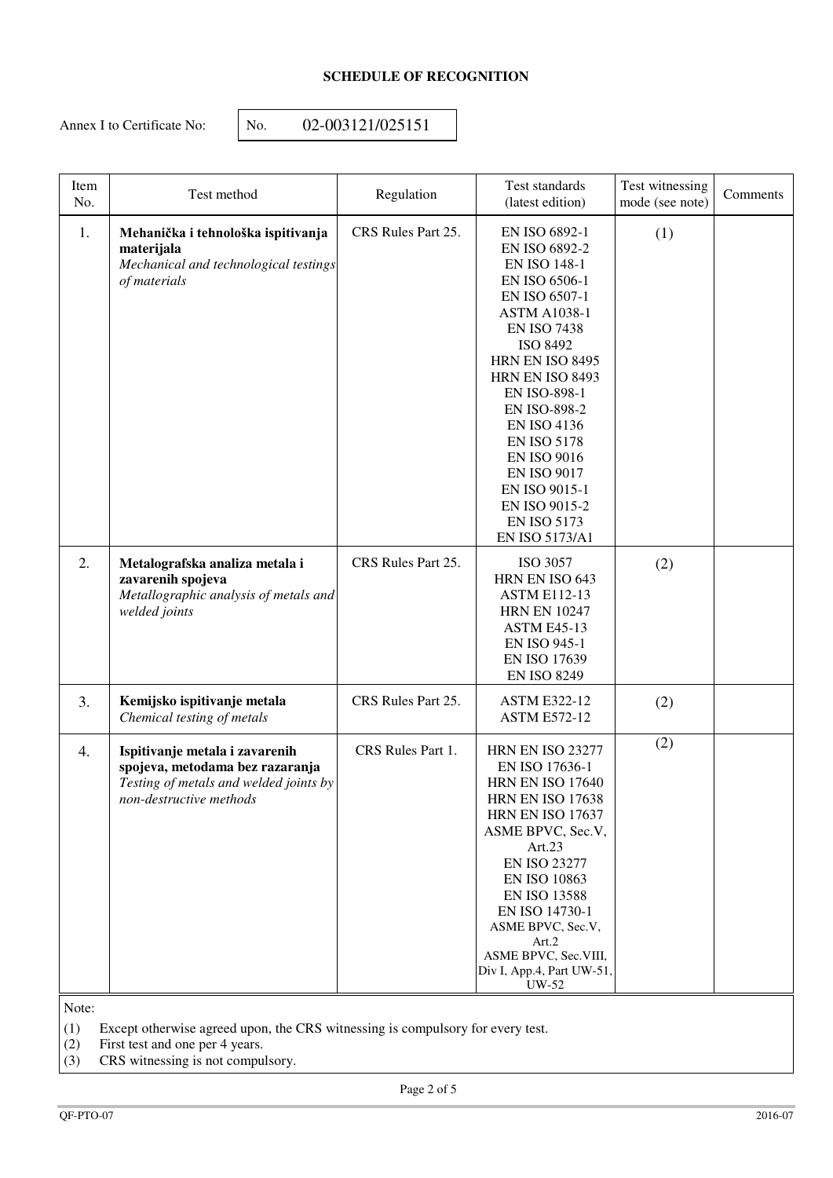**SCHEDULE OF RECOGNITION**

Annex I to Certificate No: No. 02-003121/025151

| Item No. | Test method | Regulation | Test standards (latest edition) | Test witnessing mode (see note) | Comments |
|---|---|---|---|---|---|
| 1. | **Mehanička i tehnološka ispitivanja materijala** *Mechanical and technological testings of materials* | CRS Rules Part 25. | EN ISO 6892-1<br>EN ISO 6892-2<br>EN ISO 148-1<br>EN ISO 6506-1<br>EN ISO 6507-1<br>ASTM A1038-1<br>EN ISO 7438<br>ISO 8492<br>HRN EN ISO 8495<br>HRN EN ISO 8493<br>EN ISO-898-1<br>EN ISO-898-2<br>EN ISO 4136<br>EN ISO 5178<br>EN ISO 9016<br>EN ISO 9017<br>EN ISO 9015-1<br>EN ISO 9015-2<br>EN ISO 5173<br>EN ISO 5173/A1 | (1) | |
| 2. | **Metalografska analiza metala i zavarenih spojeva** *Metallographic analysis of metals and welded joints* | CRS Rules Part 25. | ISO 3057<br>HRN EN ISO 643<br>ASTM E112-13<br>HRN EN 10247<br>ASTM E45-13<br>EN ISO 945-1<br>EN ISO 17639<br>EN ISO 8249 | (2) | |
| 3. | **Kemijsko ispitivanje metala** *Chemical testing of metals* | CRS Rules Part 25. | ASTM E322-12<br>ASTM E572-12 | (2) | |
| 4. | **Ispitivanje metala i zavarenih spojeva, metodama bez razaranja** *Testing of metals and welded joints by non-destructive methods* | CRS Rules Part 1. | HRN EN ISO 23277<br>EN ISO 17636-1<br>HRN EN ISO 17640<br>HRN EN ISO 17638<br>HRN EN ISO 17637<br>ASME BPVC, Sec.V, Art.23<br>EN ISO 23277<br>EN ISO 10863<br>EN ISO 13588<br>EN ISO 14730-1<br>ASME BPVC, Sec.V, Art.2<br>ASME BPVC, Sec.VIII, Div I, App.4, Part UW-51, UW-52 | (2) | |

Note:

(1) Except otherwise agreed upon, the CRS witnessing is compulsory for every test.
(2) First test and one per 4 years.
(3) CRS witnessing is not compulsory.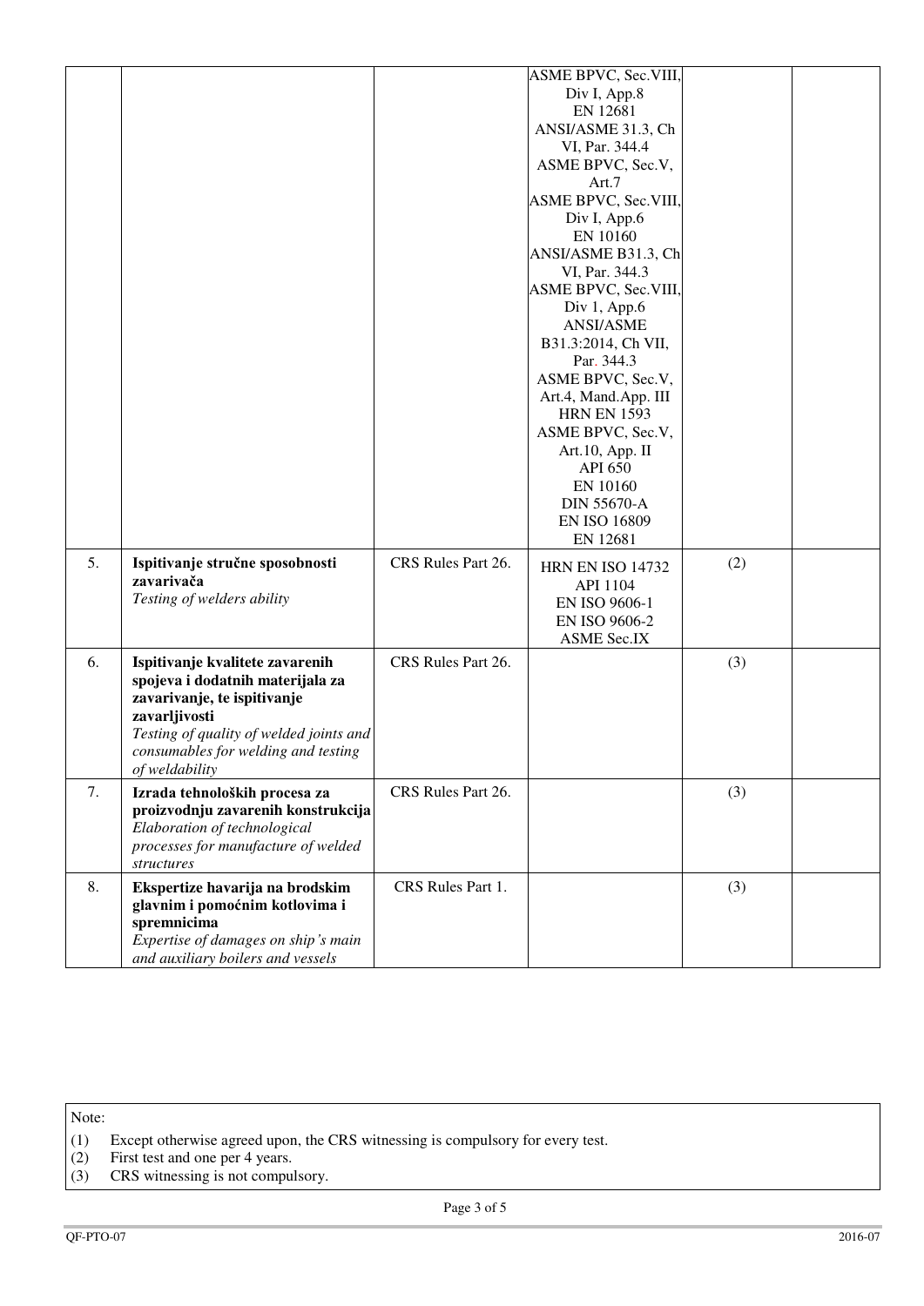| | | | | | |
|---|---|---|---|---|---|
| | | | ASME BPVC, Sec.VIII, Div I, App.8<br>EN 12681<br>ANSI/ASME 31.3, Ch VI, Par. 344.4<br>ASME BPVC, Sec.V, Art.7<br>ASME BPVC, Sec.VIII, Div I, App.6<br>EN 10160<br>ANSI/ASME B31.3, Ch VI, Par. 344.3<br>ASME BPVC, Sec.VIII, Div 1, App.6<br>ANSI/ASME B31.3:2014, Ch VII, Par. 344.3<br>ASME BPVC, Sec.V, Art.4, Mand.App. III<br>HRN EN 1593<br>ASME BPVC, Sec.V, Art.10, App. II<br>API 650<br>EN 10160<br>DIN 55670-A<br>EN ISO 16809<br>EN 12681 | | |
| 5. | **Ispitivanje stručne sposobnosti zavarivača**<br>*Testing of welders ability* | CRS Rules Part 26. | HRN EN ISO 14732<br>API 1104<br>EN ISO 9606-1<br>EN ISO 9606-2<br>ASME Sec.IX | (2) | |
| 6. | **Ispitivanje kvalitete zavarenih spojeva i dodatnih materijala za zavarivanje, te ispitivanje zavarljivosti**<br>*Testing of quality of welded joints and consumables for welding and testing of weldability* | CRS Rules Part 26. | | (3) | |
| 7. | **Izrada tehnoloških procesa za proizvodnju zavarenih konstrukcija**<br>*Elaboration of technological processes for manufacture of welded structures* | CRS Rules Part 26. | | (3) | |
| 8. | **Ekspertize havarija na brodskim glavnim i pomoćnim kotlovima i spremnicima**<br>*Expertise of damages on ship's main and auxiliary boilers and vessels* | CRS Rules Part 1. | | (3) | |

Note:

(1) Except otherwise agreed upon, the CRS witnessing is compulsory for every test.
(2) First test and one per 4 years.
(3) CRS witnessing is not compulsory.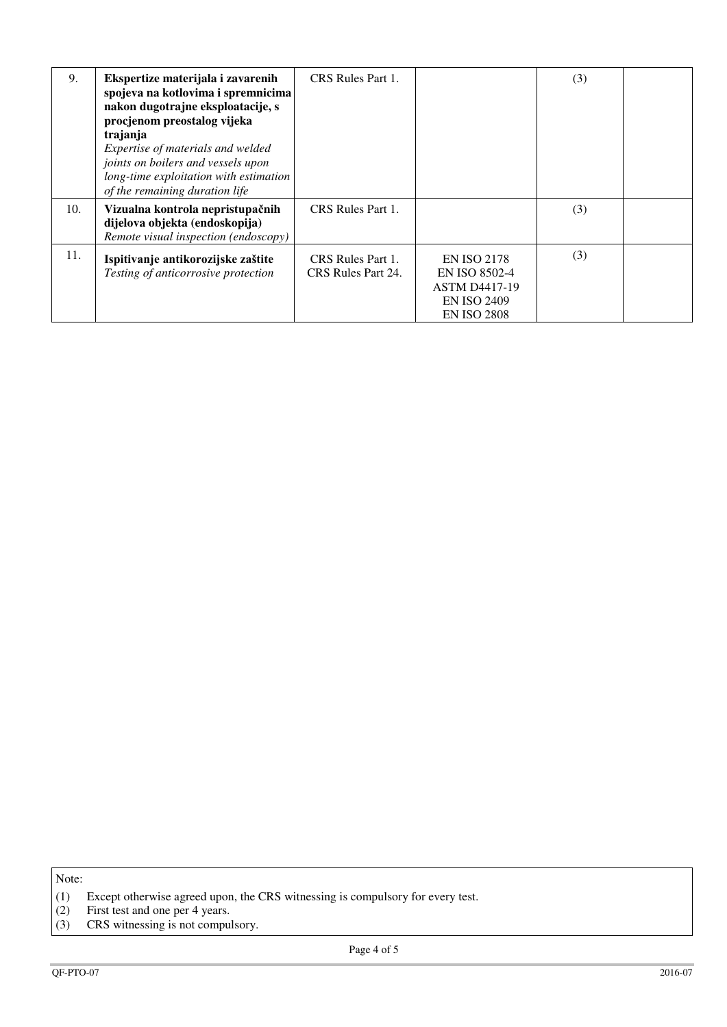| | | | | | |
|---|---|---|---|---|---|
| 9. | **Ekspertize materijala i zavarenih spojeva na kotlovima i spremnicima nakon dugotrajne eksploatacije, s procjenom preostalog vijeka trajanja**<br>*Expertise of materials and welded joints on boilers and vessels upon long-time exploitation with estimation of the remaining duration life* | CRS Rules Part 1. | | (3) | |
| 10. | **Vizualna kontrola nepristupačnih dijelova objekta (endoskopija)**<br>*Remote visual inspection (endoscopy)* | CRS Rules Part 1. | | (3) | |
| 11. | **Ispitivanje antikorozijske zaštite**<br>*Testing of anticorrosive protection* | CRS Rules Part 1.<br>CRS Rules Part 24. | EN ISO 2178<br>EN ISO 8502-4<br>ASTM D4417-19<br>EN ISO 2409<br>EN ISO 2808 | (3) | |

Note:

(1) Except otherwise agreed upon, the CRS witnessing is compulsory for every test.
(2) First test and one per 4 years.
(3) CRS witnessing is not compulsory.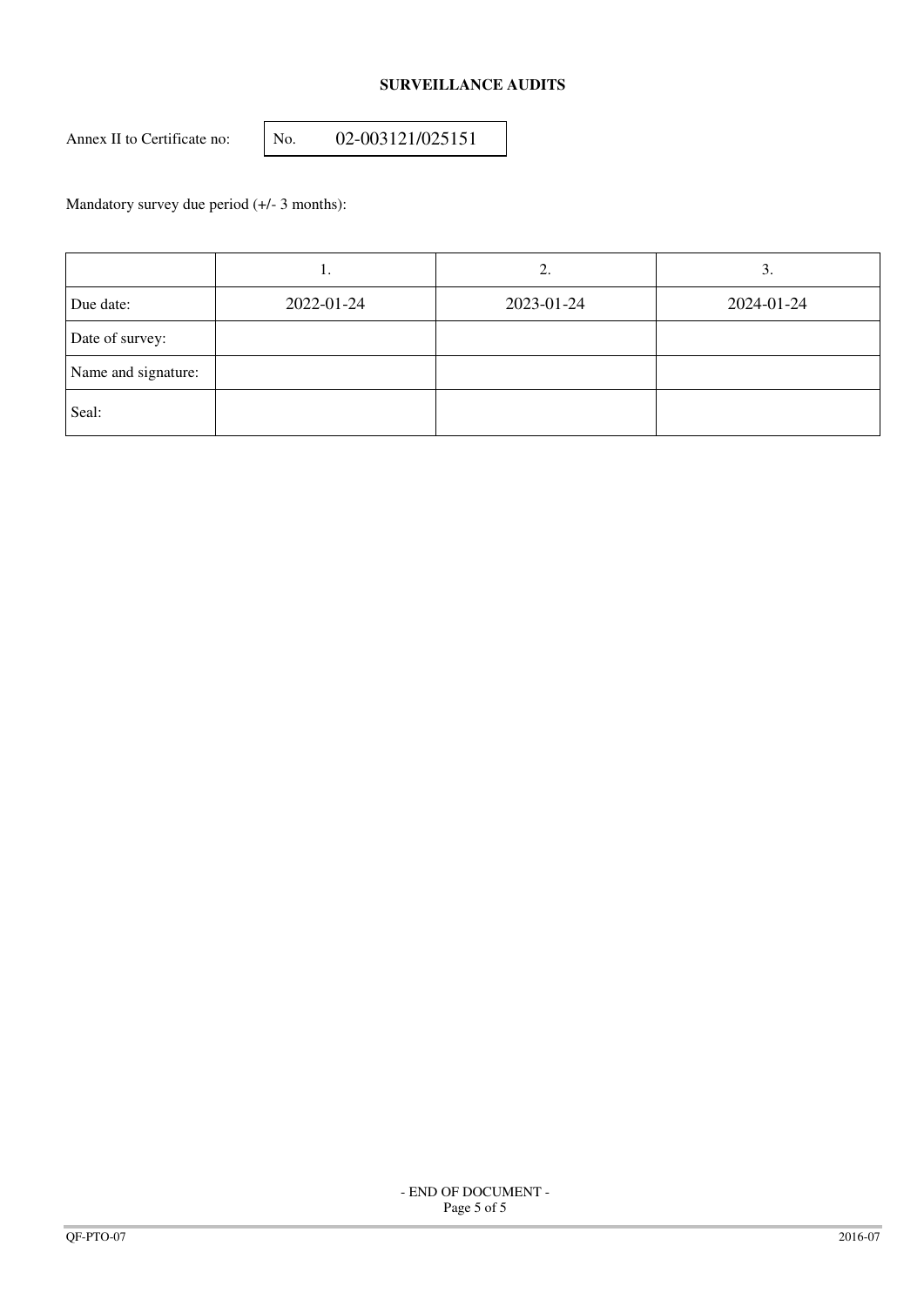## SURVEILLANCE AUDITS

Annex II to Certificate no: No. 02-003121/025151

Mandatory survey due period (+/- 3 months):

| | 1. | 2. | 3. |
|---|---|---|---|
| Due date: | 2022-01-24 | 2023-01-24 | 2024-01-24 |
| Date of survey: | | | |
| Name and signature: | | | |
| Seal: | | | |

- END OF DOCUMENT -